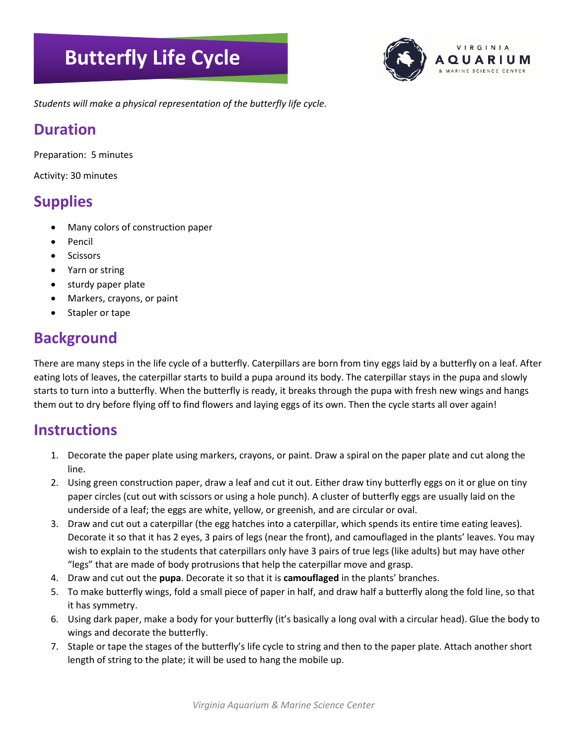# Butterfly Life Cycle

*Students will make a physical representation of the butterfly life cycle.*

## Duration

Preparation: 5 minutes

Activity: 30 minutes

## Supplies

- Many colors of construction paper
- Pencil
- Scissors
- Yarn or string
- sturdy paper plate
- Markers, crayons, or paint
- Stapler or tape

## Background

There are many steps in the life cycle of a butterfly. Caterpillars are born from tiny eggs laid by a butterfly on a leaf. After eating lots of leaves, the caterpillar starts to build a pupa around its body. The caterpillar stays in the pupa and slowly starts to turn into a butterfly. When the butterfly is ready, it breaks through the pupa with fresh new wings and hangs them out to dry before flying off to find flowers and laying eggs of its own. Then the cycle starts all over again!

## Instructions

1. Decorate the paper plate using markers, crayons, or paint. Draw a spiral on the paper plate and cut along the line.
2. Using green construction paper, draw a leaf and cut it out. Either draw tiny butterfly eggs on it or glue on tiny paper circles (cut out with scissors or using a hole punch). A cluster of butterfly eggs are usually laid on the underside of a leaf; the eggs are white, yellow, or greenish, and are circular or oval.
3. Draw and cut out a caterpillar (the egg hatches into a caterpillar, which spends its entire time eating leaves). Decorate it so that it has 2 eyes, 3 pairs of legs (near the front), and camouflaged in the plants' leaves. You may wish to explain to the students that caterpillars only have 3 pairs of true legs (like adults) but may have other "legs" that are made of body protrusions that help the caterpillar move and grasp.
4. Draw and cut out the **pupa**. Decorate it so that it is **camouflaged** in the plants' branches.
5. To make butterfly wings, fold a small piece of paper in half, and draw half a butterfly along the fold line, so that it has symmetry.
6. Using dark paper, make a body for your butterfly (it's basically a long oval with a circular head). Glue the body to wings and decorate the butterfly.
7. Staple or tape the stages of the butterfly's life cycle to string and then to the paper plate. Attach another short length of string to the plate; it will be used to hang the mobile up.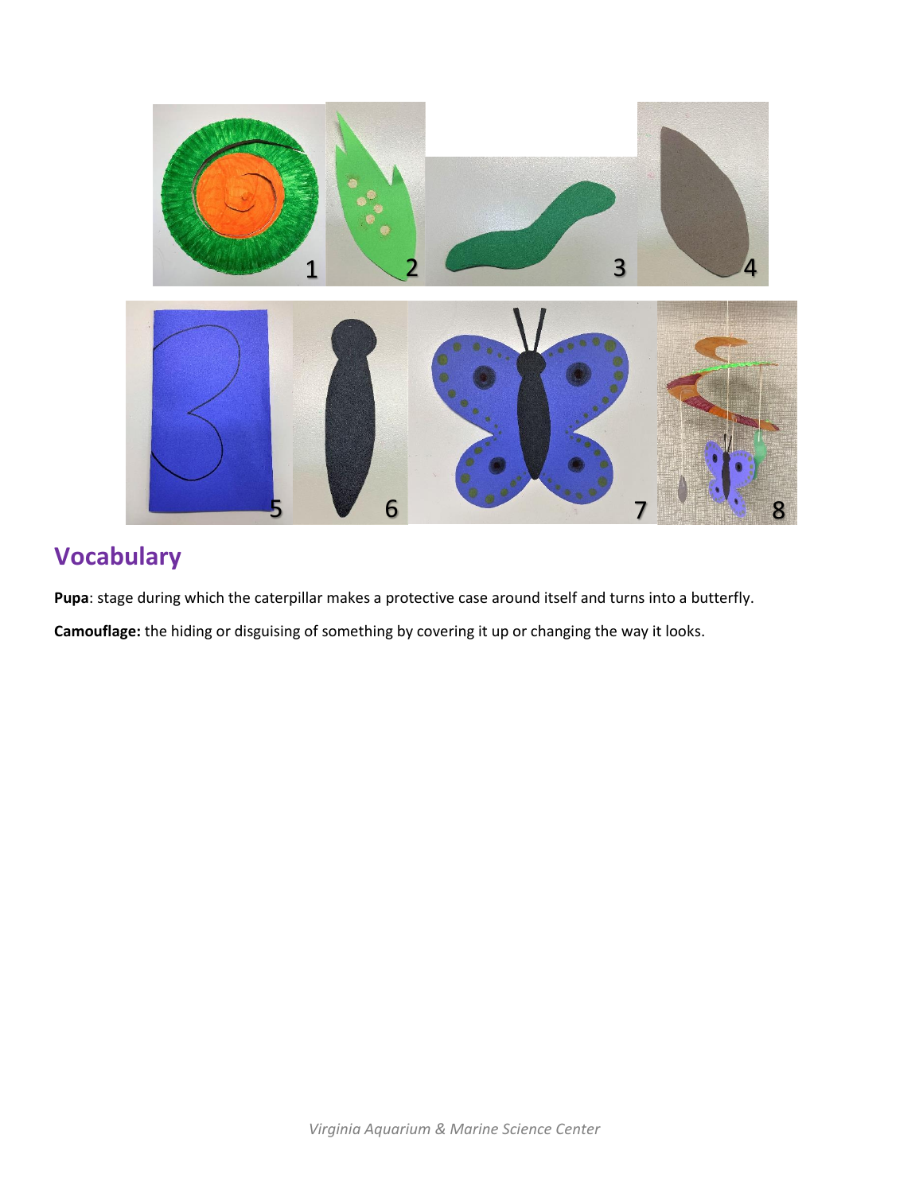1 2 3 4

5 6 7 8

## Vocabulary

**Pupa**: stage during which the caterpillar makes a protective case around itself and turns into a butterfly.

**Camouflage:** the hiding or disguising of something by covering it up or changing the way it looks.